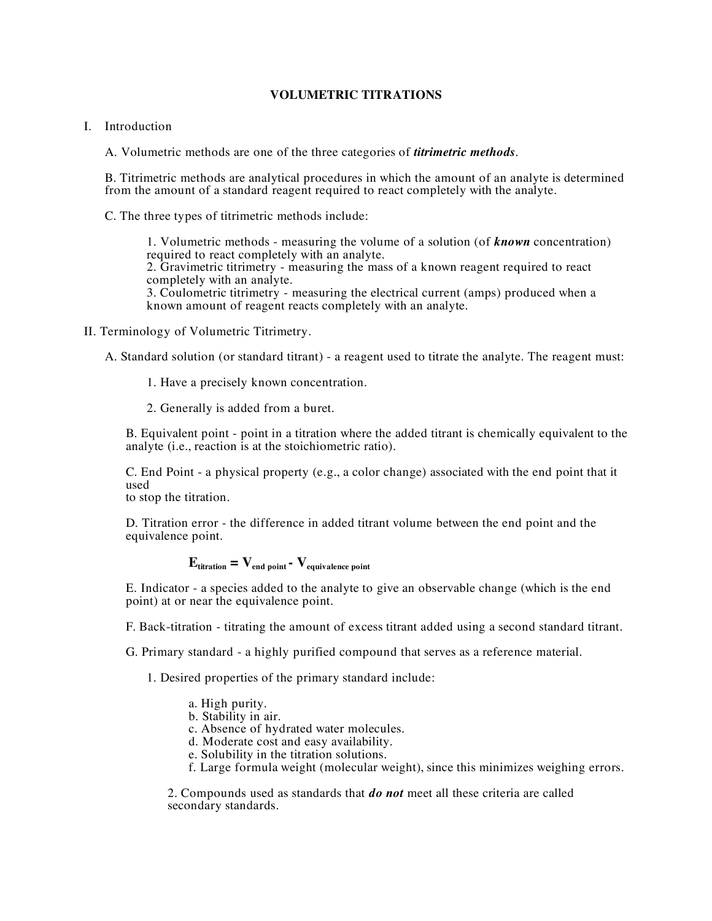# VOLUMETRIC TITRATIONS

I. Introduction

A. Volumetric methods are one of the three categories of ***titrimetric methods***.

B. Titrimetric methods are analytical procedures in which the amount of an analyte is determined from the amount of a standard reagent required to react completely with the analyte.

C. The three types of titrimetric methods include:

1. Volumetric methods - measuring the volume of a solution (of ***known*** concentration) required to react completely with an analyte.
2. Gravimetric titrimetry - measuring the mass of a known reagent required to react completely with an analyte.
3. Coulometric titrimetry - measuring the electrical current (amps) produced when a known amount of reagent reacts completely with an analyte.

II. Terminology of Volumetric Titrimetry.

A. Standard solution (or standard titrant) - a reagent used to titrate the analyte. The reagent must:

1. Have a precisely known concentration.

2. Generally is added from a buret.

B. Equivalent point - point in a titration where the added titrant is chemically equivalent to the analyte (i.e., reaction is at the stoichiometric ratio).

C. End Point - a physical property (e.g., a color change) associated with the end point that it used to stop the titration.

D. Titration error - the difference in added titrant volume between the end point and the equivalence point.

$$\mathbf{E_{titration} = V_{end\ point} - V_{equivalence\ point}}$$

E. Indicator - a species added to the analyte to give an observable change (which is the end point) at or near the equivalence point.

F. Back-titration - titrating the amount of excess titrant added using a second standard titrant.

G. Primary standard - a highly purified compound that serves as a reference material.

1. Desired properties of the primary standard include:

a. High purity.
b. Stability in air.
c. Absence of hydrated water molecules.
d. Moderate cost and easy availability.
e. Solubility in the titration solutions.
f. Large formula weight (molecular weight), since this minimizes weighing errors.

2. Compounds used as standards that ***do not*** meet all these criteria are called secondary standards.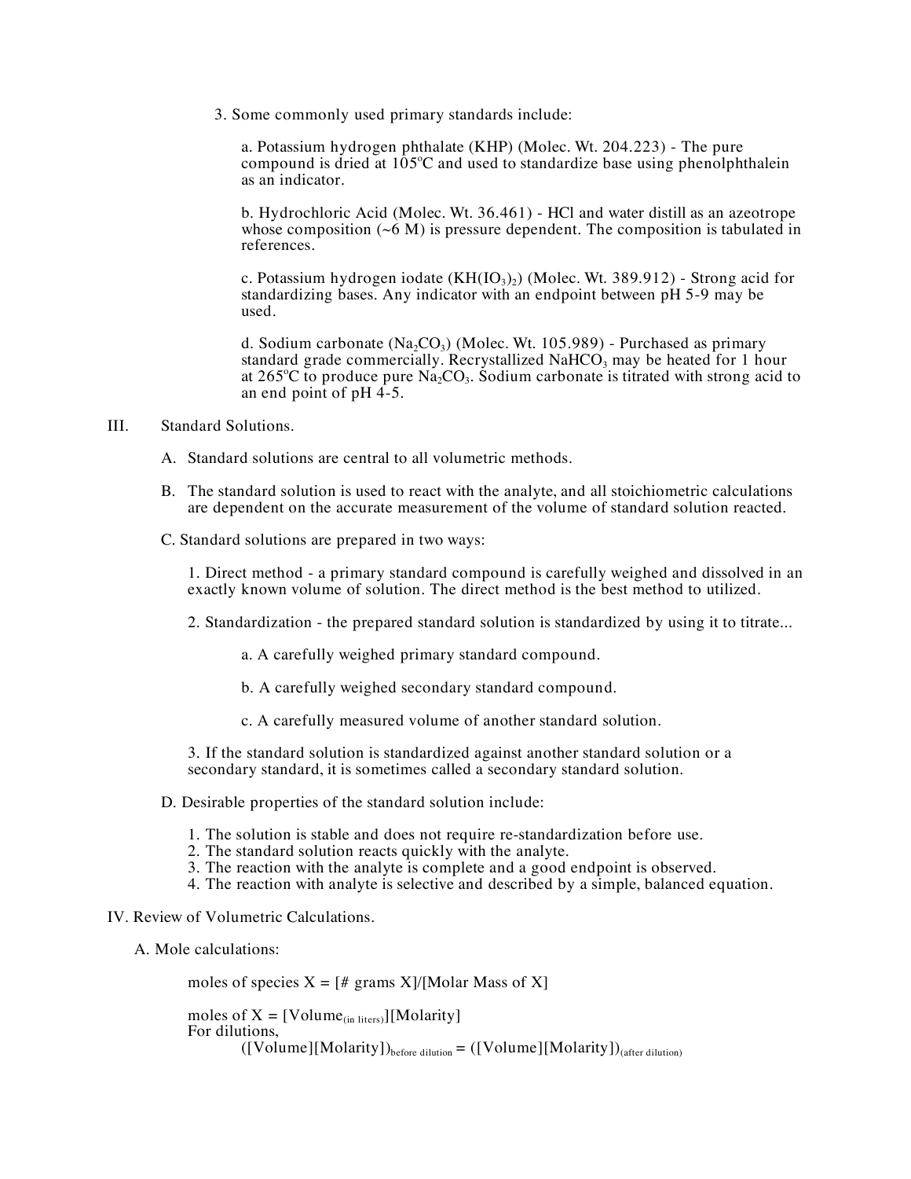3. Some commonly used primary standards include:

   a. Potassium hydrogen phthalate (KHP) (Molec. Wt. 204.223) - The pure compound is dried at 105°C and used to standardize base using phenolphthalein as an indicator.

   b. Hydrochloric Acid (Molec. Wt. 36.461) - HCl and water distill as an azeotrope whose composition (~6 M) is pressure dependent. The composition is tabulated in references.

   c. Potassium hydrogen iodate ($KH(IO_3)_2$) (Molec. Wt. 389.912) - Strong acid for standardizing bases. Any indicator with an endpoint between pH 5-9 may be used.

   d. Sodium carbonate ($Na_2CO_3$) (Molec. Wt. 105.989) - Purchased as primary standard grade commercially. Recrystallized $NaHCO_3$ may be heated for 1 hour at 265°C to produce pure $Na_2CO_3$. Sodium carbonate is titrated with strong acid to an end point of pH 4-5.

## III. Standard Solutions.

A. Standard solutions are central to all volumetric methods.

B. The standard solution is used to react with the analyte, and all stoichiometric calculations are dependent on the accurate measurement of the volume of standard solution reacted.

C. Standard solutions are prepared in two ways:

1. Direct method - a primary standard compound is carefully weighed and dissolved in an exactly known volume of solution. The direct method is the best method to utilized.

2. Standardization - the prepared standard solution is standardized by using it to titrate...

   a. A carefully weighed primary standard compound.

   b. A carefully weighed secondary standard compound.

   c. A carefully measured volume of another standard solution.

3. If the standard solution is standardized against another standard solution or a secondary standard, it is sometimes called a secondary standard solution.

D. Desirable properties of the standard solution include:

1. The solution is stable and does not require re-standardization before use.
2. The standard solution reacts quickly with the analyte.
3. The reaction with the analyte is complete and a good endpoint is observed.
4. The reaction with analyte is selective and described by a simple, balanced equation.

## IV. Review of Volumetric Calculations.

A. Mole calculations:

moles of species X = [# grams X]/[Molar Mass of X]

moles of X = $[\text{Volume}_{(\text{in liters})}][\text{Molarity}]$

For dilutions,

$$([\text{Volume}][\text{Molarity}])_{\text{before dilution}} = ([\text{Volume}][\text{Molarity}])_{(\text{after dilution})}$$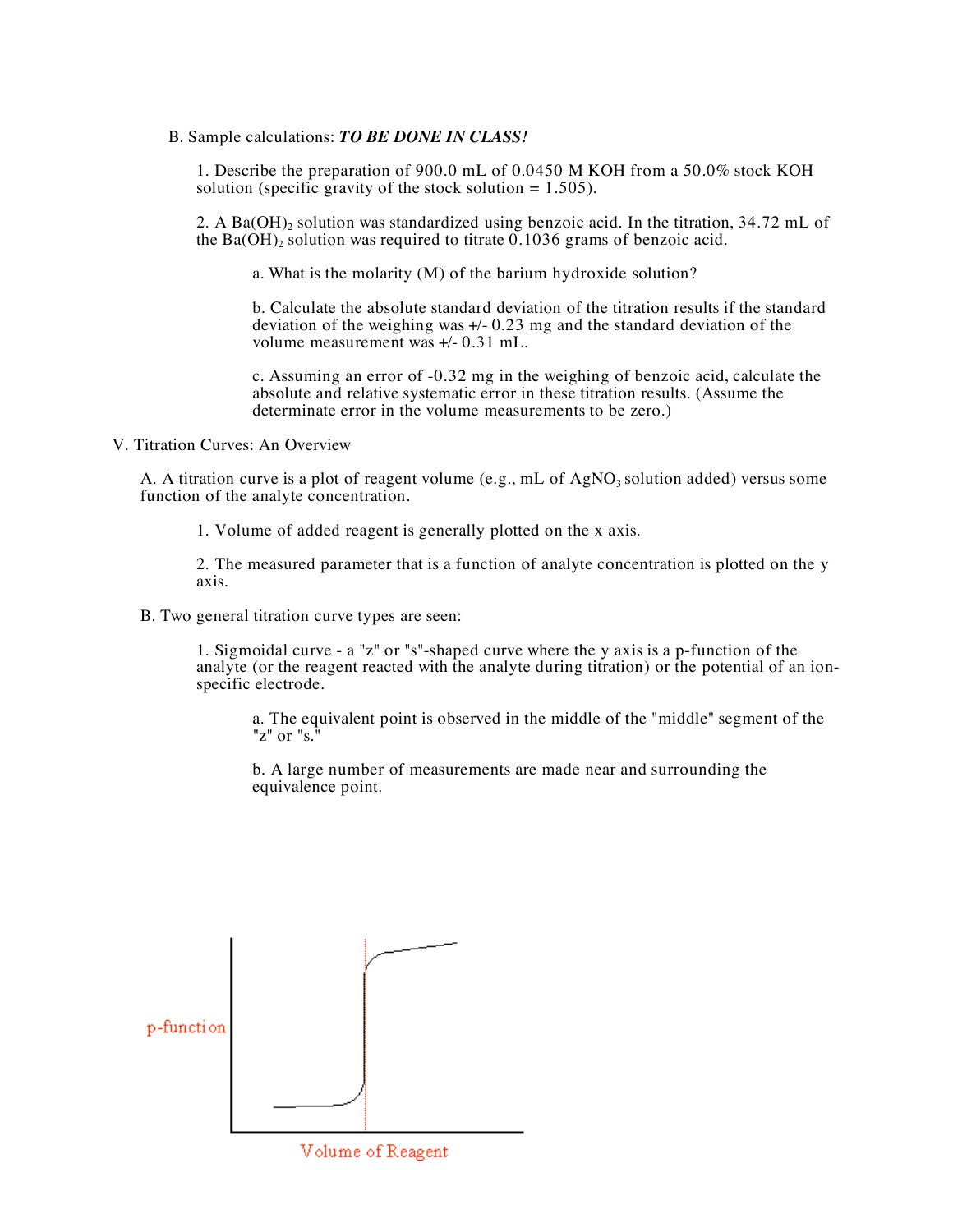B. Sample calculations: ***TO BE DONE IN CLASS!***

1. Describe the preparation of 900.0 mL of 0.0450 M KOH from a 50.0% stock KOH solution (specific gravity of the stock solution = 1.505).

2. A $Ba(OH)_2$ solution was standardized using benzoic acid. In the titration, 34.72 mL of the $Ba(OH)_2$ solution was required to titrate 0.1036 grams of benzoic acid.

a. What is the molarity (M) of the barium hydroxide solution?

b. Calculate the absolute standard deviation of the titration results if the standard deviation of the weighing was +/- 0.23 mg and the standard deviation of the volume measurement was +/- 0.31 mL.

c. Assuming an error of -0.32 mg in the weighing of benzoic acid, calculate the absolute and relative systematic error in these titration results. (Assume the determinate error in the volume measurements to be zero.)

V. Titration Curves: An Overview

A. A titration curve is a plot of reagent volume (e.g., mL of $AgNO_3$ solution added) versus some function of the analyte concentration.

1. Volume of added reagent is generally plotted on the x axis.

2. The measured parameter that is a function of analyte concentration is plotted on the y axis.

B. Two general titration curve types are seen:

1. Sigmoidal curve - a "z" or "s"-shaped curve where the y axis is a p-function of the analyte (or the reagent reacted with the analyte during titration) or the potential of an ion-specific electrode.

a. The equivalent point is observed in the middle of the "middle" segment of the "z" or "s."

b. A large number of measurements are made near and surrounding the equivalence point.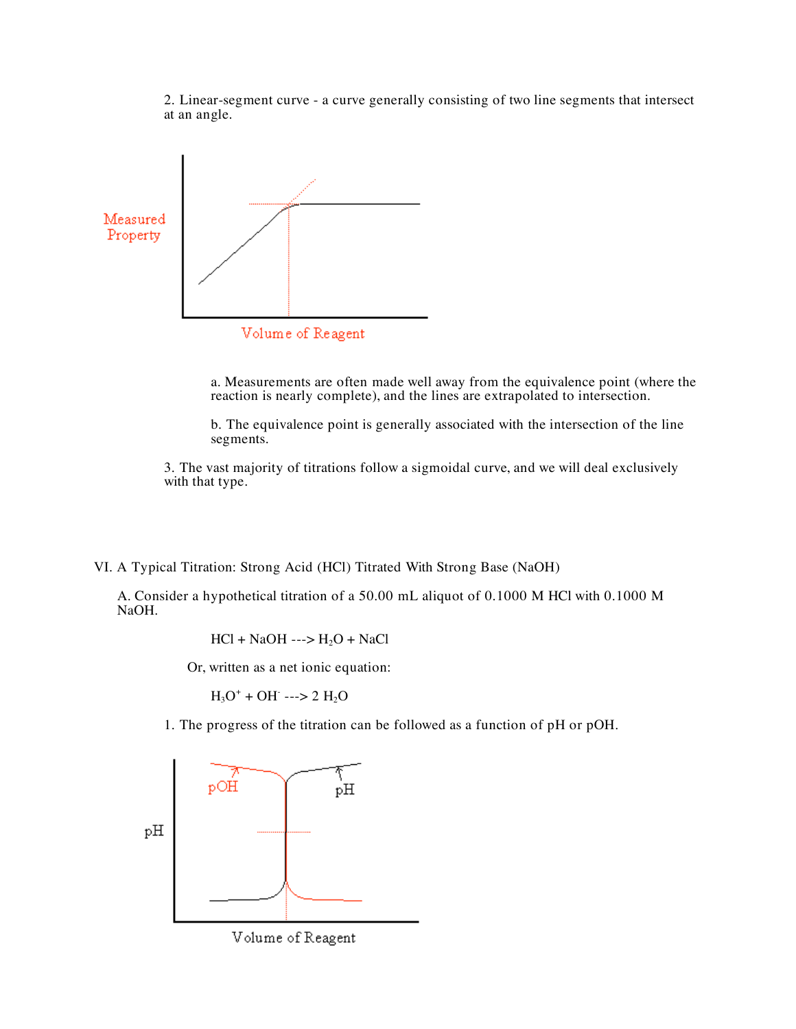2. Linear-segment curve - a curve generally consisting of two line segments that intersect at an angle.

   a. Measurements are often made well away from the equivalence point (where the reaction is nearly complete), and the lines are extrapolated to intersection.

   b. The equivalence point is generally associated with the intersection of the line segments.

3. The vast majority of titrations follow a sigmoidal curve, and we will deal exclusively with that type.

## VI. A Typical Titration: Strong Acid (HCl) Titrated With Strong Base (NaOH)

A. Consider a hypothetical titration of a 50.00 mL aliquot of 0.1000 M HCl with 0.1000 M NaOH.

$$HCl + NaOH \longrightarrow H_2O + NaCl$$

Or, written as a net ionic equation:

$$H_3O^+ + OH^- \longrightarrow 2\ H_2O$$

1. The progress of the titration can be followed as a function of pH or pOH.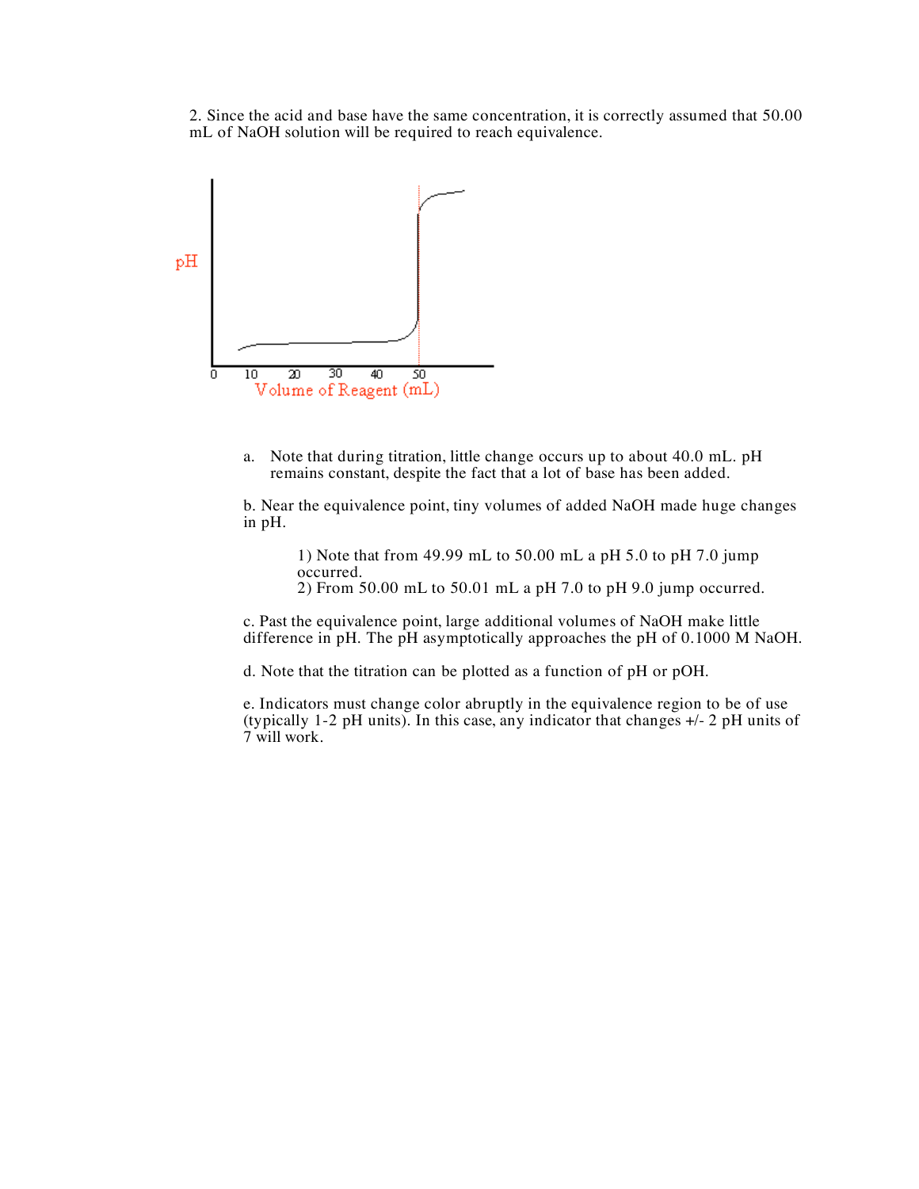2. Since the acid and base have the same concentration, it is correctly assumed that 50.00 mL of NaOH solution will be required to reach equivalence.

pH

0
10
20
30
40
50

Volume of Reagent (mL)

a. Note that during titration, little change occurs up to about 40.0 mL. pH remains constant, despite the fact that a lot of base has been added.

b. Near the equivalence point, tiny volumes of added NaOH made huge changes in pH.

1) Note that from 49.99 mL to 50.00 mL a pH 5.0 to pH 7.0 jump occurred.
2) From 50.00 mL to 50.01 mL a pH 7.0 to pH 9.0 jump occurred.

c. Past the equivalence point, large additional volumes of NaOH make little difference in pH. The pH asymptotically approaches the pH of 0.1000 M NaOH.

d. Note that the titration can be plotted as a function of pH or pOH.

e. Indicators must change color abruptly in the equivalence region to be of use (typically 1-2 pH units). In this case, any indicator that changes +/- 2 pH units of 7 will work.